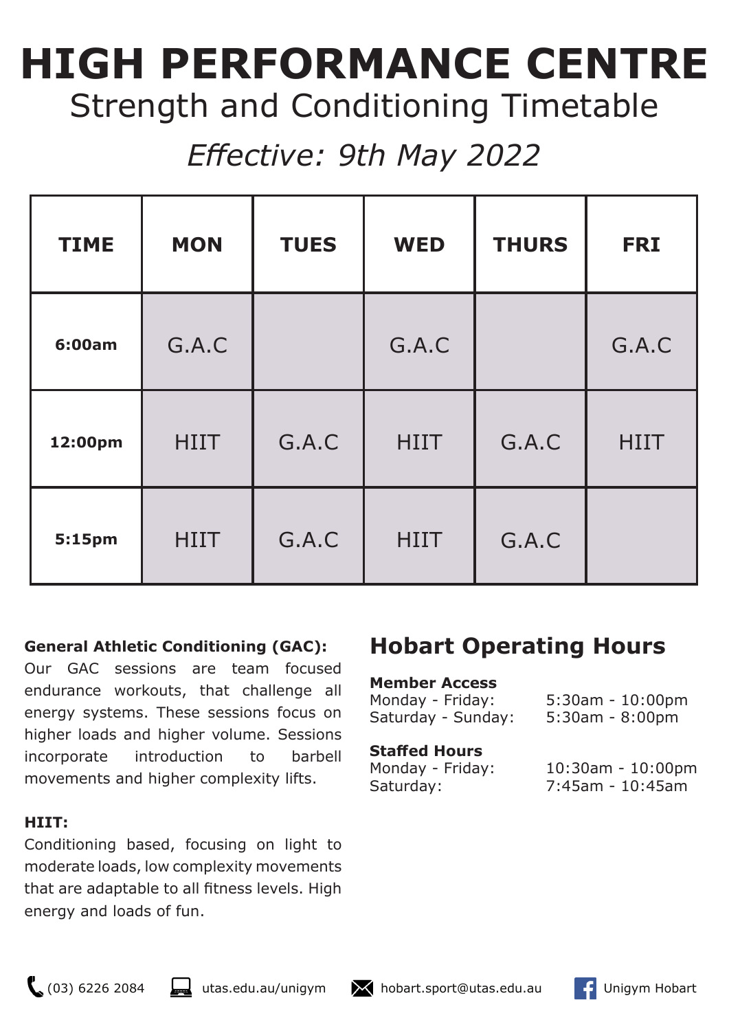# HIGH PERFORMANCE CENTRE

## Strength and Conditioning Timetable

*Effective: 9th May 2022*

| TIME | MON | TUES | WED | THURS | FRI |
|---|---|---|---|---|---|
| 6:00am | G.A.C | | G.A.C | | G.A.C |
| 12:00pm | HIIT | G.A.C | HIIT | G.A.C | HIIT |
| 5:15pm | HIIT | G.A.C | HIIT | G.A.C | |

**General Athletic Conditioning (GAC):**
Our GAC sessions are team focused endurance workouts, that challenge all energy systems. These sessions focus on higher loads and higher volume. Sessions incorporate introduction to barbell movements and higher complexity lifts.

**HIIT:**
Conditioning based, focusing on light to moderate loads, low complexity movements that are adaptable to all fitness levels. High energy and loads of fun.

## Hobart Operating Hours

**Member Access**

| | |
|---|---|
| Monday - Friday: | 5:30am - 10:00pm |
| Saturday - Sunday: | 5:30am - 8:00pm |

**Staffed Hours**

| | |
|---|---|
| Monday - Friday: | 10:30am - 10:00pm |
| Saturday: | 7:45am - 10:45am |

(03) 6226 2084 utas.edu.au/unigym hobart.sport@utas.edu.au Unigym Hobart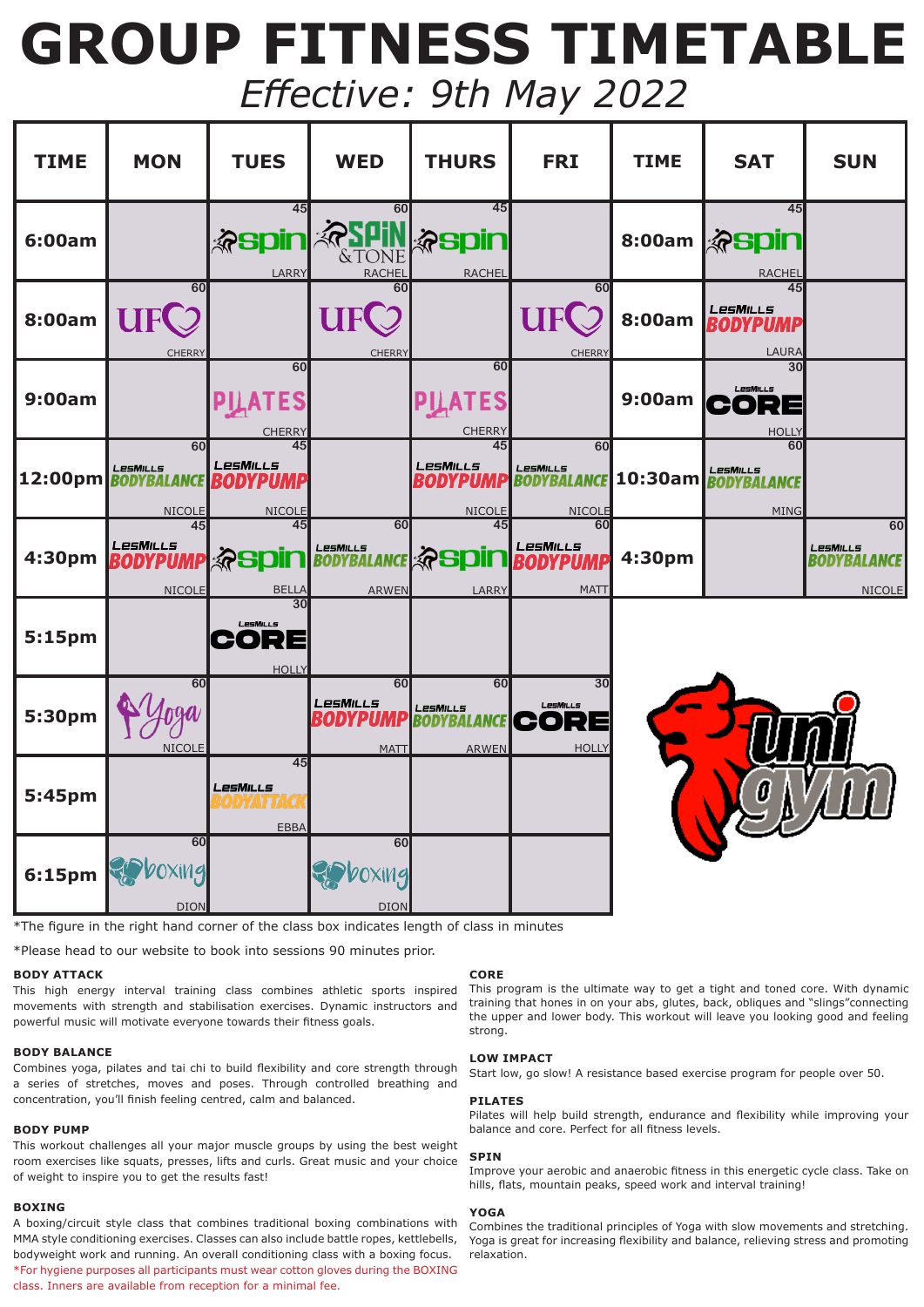# GROUP FITNESS TIMETABLE

*Effective: 9th May 2022*

| TIME | MON | TUES | WED | THURS | FRI | TIME | SAT | SUN |
|---|---|---|---|---|---|---|---|---|
| 6:00am | | 45 Spin LARRY | 60 Spin & Tone RACHEL | 45 Spin RACHEL | | 8:00am | 45 Spin RACHEL | |
| 8:00am | 60 UFC CHERRY | | 60 UFC CHERRY | | 60 UFC CHERRY | 8:00am | 45 LesMills BodyPump LAURA | |
| 9:00am | | 60 Pilates CHERRY | | 60 Pilates CHERRY | | 9:00am | 30 LesMills Core HOLLY | |
| 12:00pm | 60 LesMills BodyBalance NICOLE | 45 LesMills BodyPump NICOLE | | 45 LesMills BodyPump NICOLE | 60 LesMills BodyBalance NICOLE | 10:30am | 60 LesMills BodyBalance MING | |
| 4:30pm | 45 LesMills BodyPump NICOLE | 45 Spin BELLA | 60 LesMills BodyBalance ARWEN | 45 Spin LARRY | 60 LesMills BodyPump MATT | 4:30pm | | 60 LesMills BodyBalance NICOLE |
| 5:15pm | | 30 LesMills Core HOLLY | | | | | | |
| 5:30pm | 60 Yoga NICOLE | | 60 LesMills BodyPump MATT | 60 LesMills BodyBalance ARWEN | 30 LesMills Core HOLLY | | | |
| 5:45pm | | 45 LesMills BodyAttack EBBA | | | | | | |
| 6:15pm | 60 Boxing DION | | 60 Boxing DION | | | | | |

uni gym

*The figure in the right hand corner of the class box indicates length of class in minutes

*Please head to our website to book into sessions 90 minutes prior.

**BODY ATTACK**

This high energy interval training class combines athletic sports inspired movements with strength and stabilisation exercises. Dynamic instructors and powerful music will motivate everyone towards their fitness goals.

**BODY BALANCE**

Combines yoga, pilates and tai chi to build flexibility and core strength through a series of stretches, moves and poses. Through controlled breathing and concentration, you'll finish feeling centred, calm and balanced.

**BODY PUMP**

This workout challenges all your major muscle groups by using the best weight room exercises like squats, presses, lifts and curls. Great music and your choice of weight to inspire you to get the results fast!

**BOXING**

A boxing/circuit style class that combines traditional boxing combinations with MMA style conditioning exercises. Classes can also include battle ropes, kettlebells, bodyweight work and running. An overall conditioning class with a boxing focus.
*For hygiene purposes all participants must wear cotton gloves during the BOXING class. Inners are available from reception for a minimal fee.

**CORE**

This program is the ultimate way to get a tight and toned core. With dynamic training that hones in on your abs, glutes, back, obliques and "slings"connecting the upper and lower body. This workout will leave you looking good and feeling strong.

**LOW IMPACT**

Start low, go slow! A resistance based exercise program for people over 50.

**PILATES**

Pilates will help build strength, endurance and flexibility while improving your balance and core. Perfect for all fitness levels.

**SPIN**

Improve your aerobic and anaerobic fitness in this energetic cycle class. Take on hills, flats, mountain peaks, speed work and interval training!

**YOGA**

Combines the traditional principles of Yoga with slow movements and stretching. Yoga is great for increasing flexibility and balance, relieving stress and promoting relaxation.